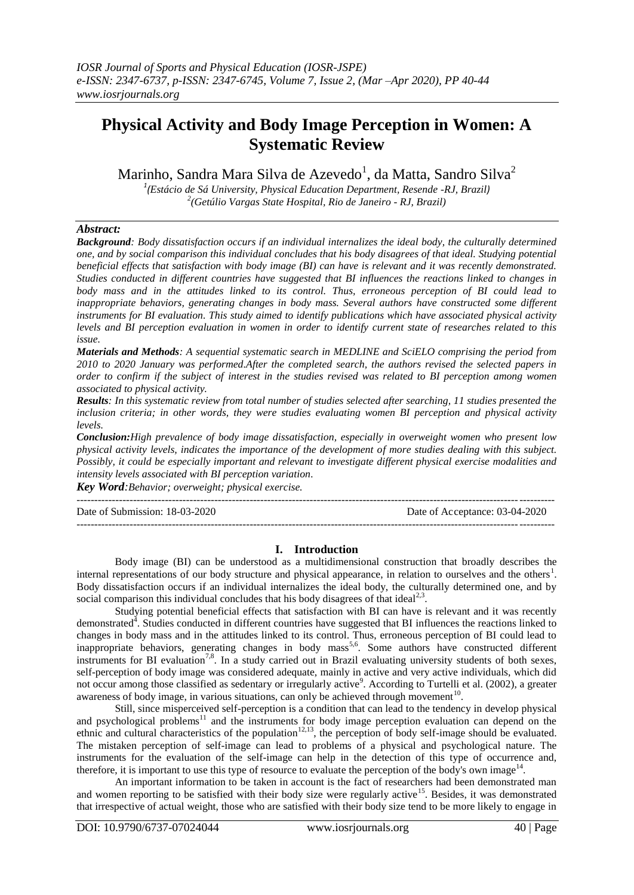# Physical Activity and Body Image Perception in Women: A Systematic Review

Marinho, Sandra Mara Silva de Azevedo[1], da Matta, Sandro Silva[2]

[1](Estácio de Sá University, Physical Education Department, Resende -RJ, Brazil)
[2](Getúlio Vargas State Hospital, Rio de Janeiro - RJ, Brazil)

***Abstract:***

***Background****: Body dissatisfaction occurs if an individual internalizes the ideal body, the culturally determined one, and by social comparison this individual concludes that his body disagrees of that ideal. Studying potential beneficial effects that satisfaction with body image (BI) can have is relevant and it was recently demonstrated. Studies conducted in different countries have suggested that BI influences the reactions linked to changes in body mass and in the attitudes linked to its control. Thus, erroneous perception of BI could lead to inappropriate behaviors, generating changes in body mass. Several authors have constructed some different instruments for BI evaluation. This study aimed to identify publications which have associated physical activity levels and BI perception evaluation in women in order to identify current state of researches related to this issue.*

***Materials and Methods****: A sequential systematic search in MEDLINE and SciELO comprising the period from 2010 to 2020 January was performed.After the completed search, the authors revised the selected papers in order to confirm if the subject of interest in the studies revised was related to BI perception among women associated to physical activity.*

***Results****: In this systematic review from total number of studies selected after searching, 11 studies presented the inclusion criteria; in other words, they were studies evaluating women BI perception and physical activity levels.*

***Conclusion:****High prevalence of body image dissatisfaction, especially in overweight women who present low physical activity levels, indicates the importance of the development of more studies dealing with this subject. Possibly, it could be especially important and relevant to investigate different physical exercise modalities and intensity levels associated with BI perception variation.*

***Key Word****:Behavior; overweight; physical exercise.*

Date of Submission: 18-03-2020 Date of Acceptance: 03-04-2020

## I. Introduction

Body image (BI) can be understood as a multidimensional construction that broadly describes the internal representations of our body structure and physical appearance, in relation to ourselves and the others[1]. Body dissatisfaction occurs if an individual internalizes the ideal body, the culturally determined one, and by social comparison this individual concludes that his body disagrees of that ideal[2,3].

Studying potential beneficial effects that satisfaction with BI can have is relevant and it was recently demonstrated[4]. Studies conducted in different countries have suggested that BI influences the reactions linked to changes in body mass and in the attitudes linked to its control. Thus, erroneous perception of BI could lead to inappropriate behaviors, generating changes in body mass[5,6]. Some authors have constructed different instruments for BI evaluation[7,8]. In a study carried out in Brazil evaluating university students of both sexes, self-perception of body image was considered adequate, mainly in active and very active individuals, which did not occur among those classified as sedentary or irregularly active[9]. According to Turtelli et al. (2002), a greater awareness of body image, in various situations, can only be achieved through movement[10].

Still, since misperceived self-perception is a condition that can lead to the tendency in develop physical and psychological problems[11] and the instruments for body image perception evaluation can depend on the ethnic and cultural characteristics of the population[12,13], the perception of body self-image should be evaluated. The mistaken perception of self-image can lead to problems of a physical and psychological nature. The instruments for the evaluation of the self-image can help in the detection of this type of occurrence and, therefore, it is important to use this type of resource to evaluate the perception of the body's own image[14].

An important information to be taken in account is the fact of researchers had been demonstrated man and women reporting to be satisfied with their body size were regularly active[15]. Besides, it was demonstrated that irrespective of actual weight, those who are satisfied with their body size tend to be more likely to engage in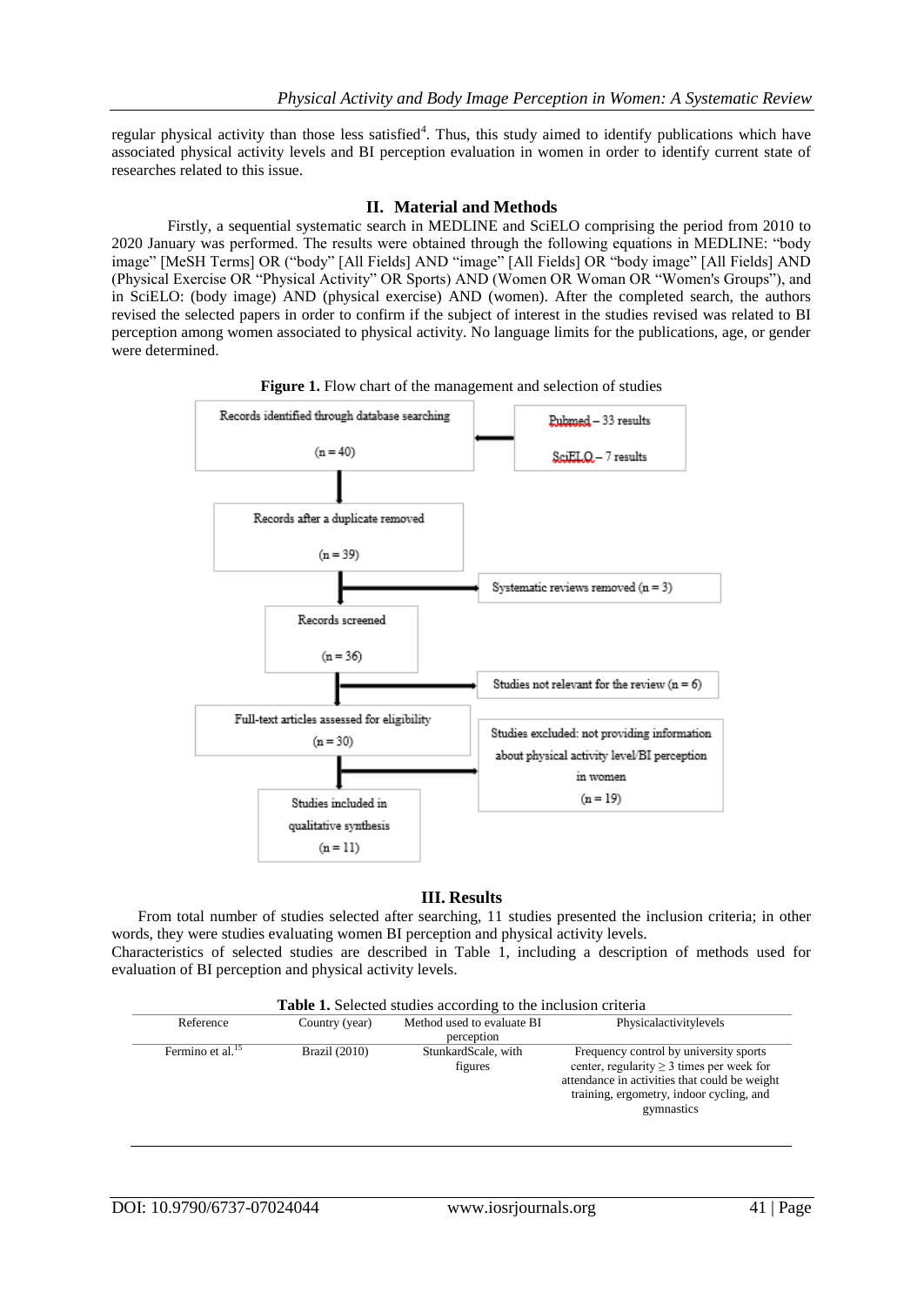regular physical activity than those less satisfied[4]. Thus, this study aimed to identify publications which have associated physical activity levels and BI perception evaluation in women in order to identify current state of researches related to this issue.

## II. Material and Methods

Firstly, a sequential systematic search in MEDLINE and SciELO comprising the period from 2010 to 2020 January was performed. The results were obtained through the following equations in MEDLINE: "body image" [MeSH Terms] OR ("body" [All Fields] AND "image" [All Fields] OR "body image" [All Fields] AND (Physical Exercise OR "Physical Activity" OR Sports) AND (Women OR Woman OR "Women's Groups"), and in SciELO: (body image) AND (physical exercise) AND (women). After the completed search, the authors revised the selected papers in order to confirm if the subject of interest in the studies revised was related to BI perception among women associated to physical activity. No language limits for the publications, age, or gender were determined.

**Figure 1.** Flow chart of the management and selection of studies

Records identified through database searching (n = 40) ← Pubmed – 33 results; SciELO – 7 results

↓

Records after a duplicate removed (n = 39) → Systematic reviews removed (n = 3)

↓

Records screened (n = 36) → Studies not relevant for the review (n = 6)

↓

Full-text articles assessed for eligibility (n = 30) → Studies excluded: not providing information about physical activity level/BI perception in women (n = 19)

↓

Studies included in qualitative synthesis (n = 11)

## III. Results

From total number of studies selected after searching, 11 studies presented the inclusion criteria; in other words, they were studies evaluating women BI perception and physical activity levels.
Characteristics of selected studies are described in Table 1, including a description of methods used for evaluation of BI perception and physical activity levels.

**Table 1.** Selected studies according to the inclusion criteria

| Reference | Country (year) | Method used to evaluate BI perception | Physicalactivitylevels |
|---|---|---|---|
| Fermino et al.[15] | Brazil (2010) | StunkardScale, with figures | Frequency control by university sports center, regularity ≥ 3 times per week for attendance in activities that could be weight training, ergometry, indoor cycling, and gymnastics |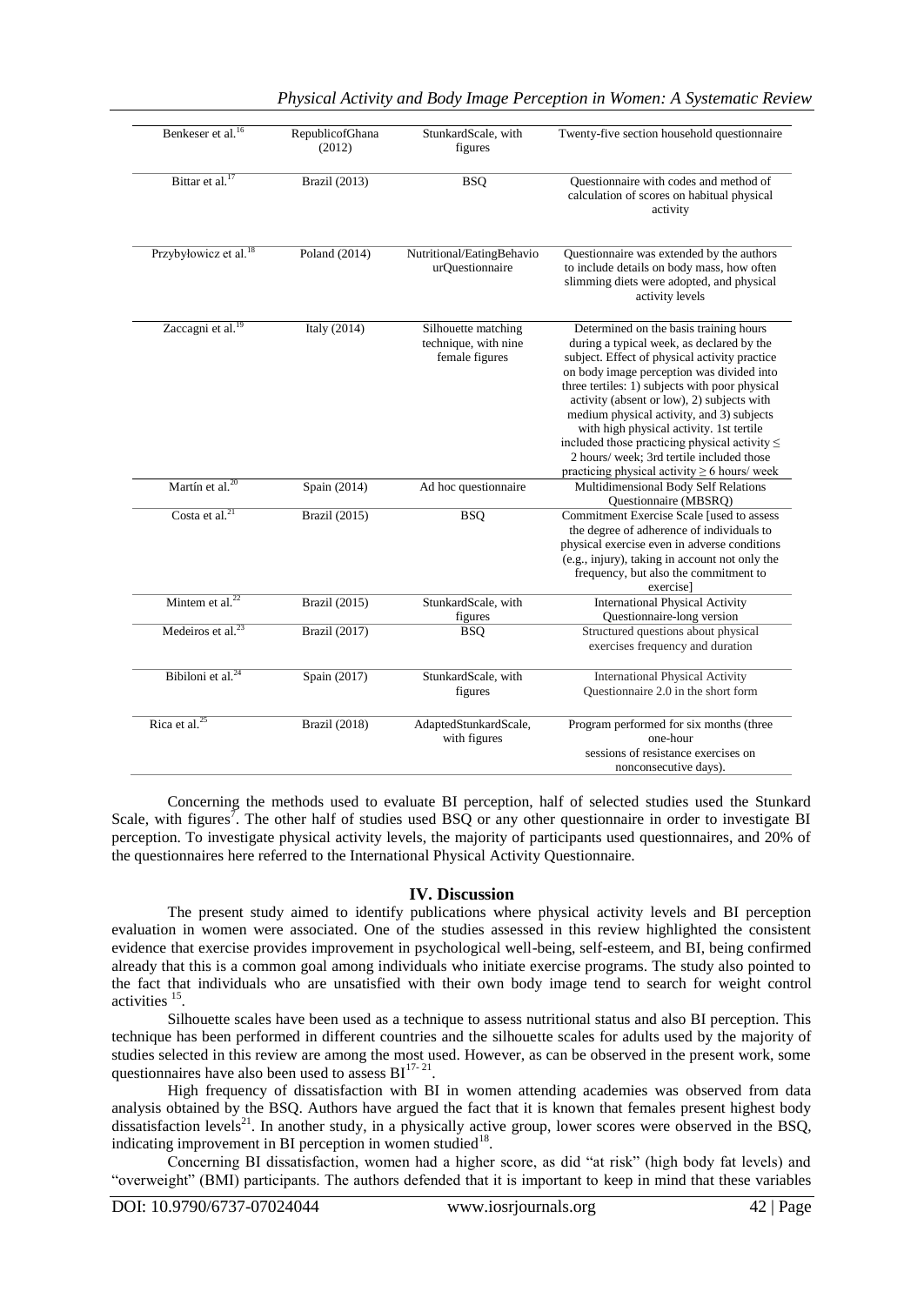| Benkeser et al.[16] | RepublicofGhana (2012) | StunkardScale, with figures | Twenty-five section household questionnaire |
|---|---|---|---|
| Bittar et al.[17] | Brazil (2013) | BSQ | Questionnaire with codes and method of calculation of scores on habitual physical activity |
| Przybyłowicz et al.[18] | Poland (2014) | Nutritional/EatingBehaviourQuestionnaire | Questionnaire was extended by the authors to include details on body mass, how often slimming diets were adopted, and physical activity levels |
| Zaccagni et al.[19] | Italy (2014) | Silhouette matching technique, with nine female figures | Determined on the basis training hours during a typical week, as declared by the subject. Effect of physical activity practice on body image perception was divided into three tertiles: 1) subjects with poor physical activity (absent or low), 2) subjects with medium physical activity, and 3) subjects with high physical activity. 1st tertile included those practicing physical activity ≤ 2 hours/ week; 3rd tertile included those practicing physical activity ≥ 6 hours/ week |
| Martín et al.[20] | Spain (2014) | Ad hoc questionnaire | Multidimensional Body Self Relations Questionnaire (MBSRQ) |
| Costa et al.[21] | Brazil (2015) | BSQ | Commitment Exercise Scale [used to assess the degree of adherence of individuals to physical exercise even in adverse conditions (e.g., injury), taking in account not only the frequency, but also the commitment to exercise] |
| Mintem et al.[22] | Brazil (2015) | StunkardScale, with figures | International Physical Activity Questionnaire-long version |
| Medeiros et al.[23] | Brazil (2017) | BSQ | Structured questions about physical exercises frequency and duration |
| Bibiloni et al.[24] | Spain (2017) | StunkardScale, with figures | International Physical Activity Questionnaire 2.0 in the short form |
| Rica et al.[25] | Brazil (2018) | AdaptedStunkardScale, with figures | Program performed for six months (three one-hour sessions of resistance exercises on nonconsecutive days). |

Concerning the methods used to evaluate BI perception, half of selected studies used the Stunkard Scale, with figures[7]. The other half of studies used BSQ or any other questionnaire in order to investigate BI perception. To investigate physical activity levels, the majority of participants used questionnaires, and 20% of the questionnaires here referred to the International Physical Activity Questionnaire.

## IV. Discussion

The present study aimed to identify publications where physical activity levels and BI perception evaluation in women were associated. One of the studies assessed in this review highlighted the consistent evidence that exercise provides improvement in psychological well-being, self-esteem, and BI, being confirmed already that this is a common goal among individuals who initiate exercise programs. The study also pointed to the fact that individuals who are unsatisfied with their own body image tend to search for weight control activities [15].

Silhouette scales have been used as a technique to assess nutritional status and also BI perception. This technique has been performed in different countries and the silhouette scales for adults used by the majority of studies selected in this review are among the most used. However, as can be observed in the present work, some questionnaires have also been used to assess BI[17-21].

High frequency of dissatisfaction with BI in women attending academies was observed from data analysis obtained by the BSQ. Authors have argued the fact that it is known that females present highest body dissatisfaction levels[21]. In another study, in a physically active group, lower scores were observed in the BSQ, indicating improvement in BI perception in women studied[18].

Concerning BI dissatisfaction, women had a higher score, as did "at risk" (high body fat levels) and "overweight" (BMI) participants. The authors defended that it is important to keep in mind that these variables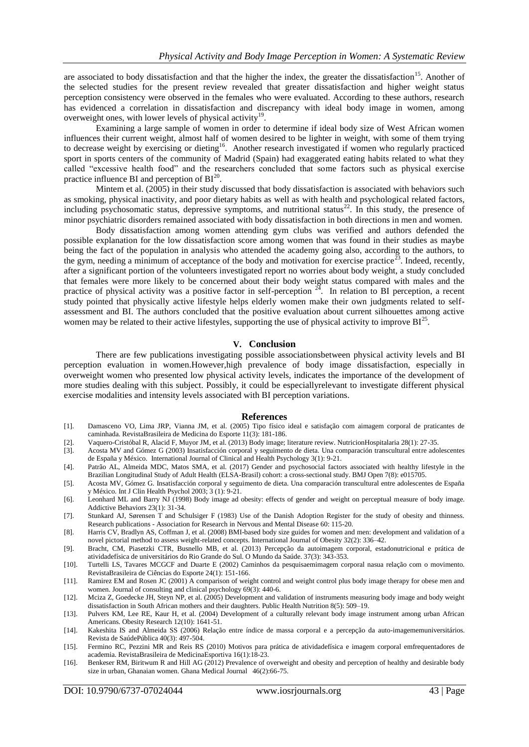are associated to body dissatisfaction and that the higher the index, the greater the dissatisfaction[15]. Another of the selected studies for the present review revealed that greater dissatisfaction and higher weight status perception consistency were observed in the females who were evaluated. According to these authors, research has evidenced a correlation in dissatisfaction and discrepancy with ideal body image in women, among overweight ones, with lower levels of physical activity[19].

Examining a large sample of women in order to determine if ideal body size of West African women influences their current weight, almost half of women desired to be lighter in weight, with some of them trying to decrease weight by exercising or dieting[16]. Another research investigated if women who regularly practiced sport in sports centers of the community of Madrid (Spain) had exaggerated eating habits related to what they called "excessive health food" and the researchers concluded that some factors such as physical exercise practice influence BI and perception of BI[20].

Mintem et al. (2005) in their study discussed that body dissatisfaction is associated with behaviors such as smoking, physical inactivity, and poor dietary habits as well as with health and psychological related factors, including psychosomatic status, depressive symptoms, and nutritional status[22]. In this study, the presence of minor psychiatric disorders remained associated with body dissatisfaction in both directions in men and women.

Body dissatisfaction among women attending gym clubs was verified and authors defended the possible explanation for the low dissatisfaction score among women that was found in their studies as maybe being the fact of the population in analysis who attended the academy going also, according to the authors, to the gym, needing a minimum of acceptance of the body and motivation for exercise practice[23]. Indeed, recently, after a significant portion of the volunteers investigated report no worries about body weight, a study concluded that females were more likely to be concerned about their body weight status compared with males and the practice of physical activity was a positive factor in self-perception [24]. In relation to BI perception, a recent study pointed that physically active lifestyle helps elderly women make their own judgments related to self-assessment and BI. The authors concluded that the positive evaluation about current silhouettes among active women may be related to their active lifestyles, supporting the use of physical activity to improve BI[25].

## V. Conclusion

There are few publications investigating possible associationsbetween physical activity levels and BI perception evaluation in women.However,high prevalence of body image dissatisfaction, especially in overweight women who presented low physical activity levels, indicates the importance of the development of more studies dealing with this subject. Possibly, it could be especiallyrelevant to investigate different physical exercise modalities and intensity levels associated with BI perception variations.

## References

[1]. Damasceno VO, Lima JRP, Vianna JM, et al. (2005) Tipo físico ideal e satisfação com aimagem corporal de praticantes de caminhada. RevistaBrasileira de Medicina do Esporte 11(3): 181-186.

[2]. Vaquero-Cristóbal R, Alacid F, Muyor JM, et al. (2013) Body image; literature review. NutricionHospitalaria 28(1): 27-35.

[3]. Acosta MV and Gómez G (2003) Insatisfacción corporal y seguimento de dieta. Una comparación transcultural entre adolescentes de España y México. International Journal of Clinical and Health Psychology 3(1): 9-21.

[4]. Patrão AL, Almeida MDC, Matos SMA, et al. (2017) Gender and psychosocial factors associated with healthy lifestyle in the Brazilian Longitudinal Study of Adult Health (ELSA-Brasil) cohort: a cross-sectional study. BMJ Open 7(8): e015705.

[5]. Acosta MV, Gómez G. Insatisfacción corporal y seguimento de dieta. Una comparación transcultural entre adolescentes de España y México. Int J Clin Health Psychol 2003; 3 (1): 9-21.

[6]. Leonhard ML and Barry NJ (1998) Body image ad obesity: effects of gender and weight on perceptual measure of body image. Addictive Behaviors 23(1): 31-34.

[7]. Stunkard AJ, Sørensen T and Schulsiger F (1983) Use of the Danish Adoption Register for the study of obesity and thinness. Research publications - Association for Research in Nervous and Mental Disease 60: 115-20.

[8]. Harris CV, Bradlyn AS, Coffman J, et al. (2008) BMI-based body size guides for women and men: development and validation of a novel pictorial method to assess weight-related concepts. International Journal of Obesity 32(2): 336–42.

[9]. Bracht, CM, Piasetzki CTR, Busnello MB, et al. (2013) Percepção da autoimagem corporal, estadonutricional e prática de atividadefísica de universitários do Rio Grande do Sul. O Mundo da Saúde. 37(3): 343-353.

[10]. Turtelli LS, Tavares MCGCF and Duarte E (2002) Caminhos da pesquisaemimagem corporal nasua relação com o movimento. RevistaBrasileira de Ciências do Esporte 24(1): 151-166.

[11]. Ramirez EM and Rosen JC (2001) A comparison of weight control and weight control plus body image therapy for obese men and women. Journal of consulting and clinical psychology 69(3): 440-6.

[12]. Mciza Z, Goedecke JH, Steyn NP, et al. (2005) Development and validation of instruments measuring body image and body weight dissatisfaction in South African mothers and their daughters. Public Health Nutrition 8(5): 509–19.

[13]. Pulvers KM, Lee RE, Kaur H, et al. (2004) Development of a culturally relevant body image instrument among urban African Americans. Obesity Research 12(10): 1641-51.

[14]. Kakeshita IS and Almeida SS (2006) Relação entre índice de massa corporal e a percepção da auto-imagememuniversitários. Revista de SaúdePública 40(3): 497-504.

[15]. Fermino RC, Pezzini MR and Reis RS (2010) Motivos para prática de atividadefísica e imagem corporal emfrequentadores de academia. RevistaBrasileira de MedicinaEsportiva 16(1):18-23.

[16]. Benkeser RM, Biritwum R and Hill AG (2012) Prevalence of overweight and obesity and perception of healthy and desirable body size in urban, Ghanaian women. Ghana Medical Journal 46(2):66-75.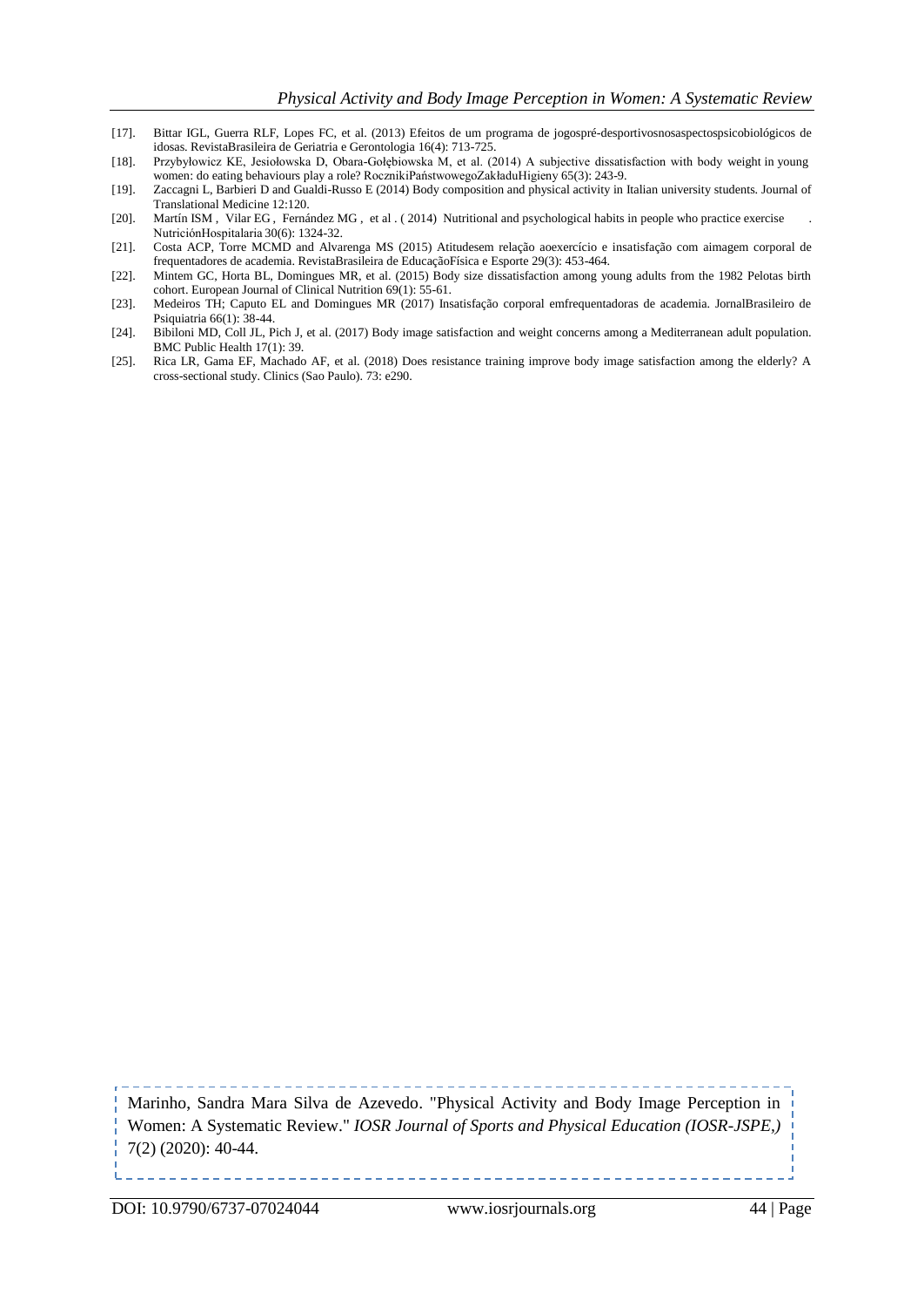[17]. Bittar IGL, Guerra RLF, Lopes FC, et al. (2013) Efeitos de um programa de jogospré-desportivosnosaspectospsicobiológicos de idosas. RevistaBrasileira de Geriatria e Gerontologia 16(4): 713-725.

[18]. Przybyłowicz KE, Jesiołowska D, Obara-Gołębiowska M, et al. (2014) A subjective dissatisfaction with body weight in young women: do eating behaviours play a role? RocznikiPaństwowegoZakładuHigieny 65(3): 243-9.

[19]. Zaccagni L, Barbieri D and Gualdi-Russo E (2014) Body composition and physical activity in Italian university students. Journal of Translational Medicine 12:120.

[20]. Martín ISM , Vilar EG , Fernández MG , et al . ( 2014) Nutritional and psychological habits in people who practice exercise . NutriciónHospitalaria 30(6): 1324-32.

[21]. Costa ACP, Torre MCMD and Alvarenga MS (2015) Atitudesem relação aoexercício e insatisfação com aimagem corporal de frequentadores de academia. RevistaBrasileira de EducaçãoFísica e Esporte 29(3): 453-464.

[22]. Mintem GC, Horta BL, Domingues MR, et al. (2015) Body size dissatisfaction among young adults from the 1982 Pelotas birth cohort. European Journal of Clinical Nutrition 69(1): 55-61.

[23]. Medeiros TH; Caputo EL and Domingues MR (2017) Insatisfação corporal emfrequentadoras de academia. JornalBrasileiro de Psiquiatria 66(1): 38-44.

[24]. Bibiloni MD, Coll JL, Pich J, et al. (2017) Body image satisfaction and weight concerns among a Mediterranean adult population. BMC Public Health 17(1): 39.

[25]. Rica LR, Gama EF, Machado AF, et al. (2018) Does resistance training improve body image satisfaction among the elderly? A cross-sectional study. Clinics (Sao Paulo). 73: e290.

Marinho, Sandra Mara Silva de Azevedo. "Physical Activity and Body Image Perception in Women: A Systematic Review." *IOSR Journal of Sports and Physical Education (IOSR-JSPE,)* 7(2) (2020): 40-44.